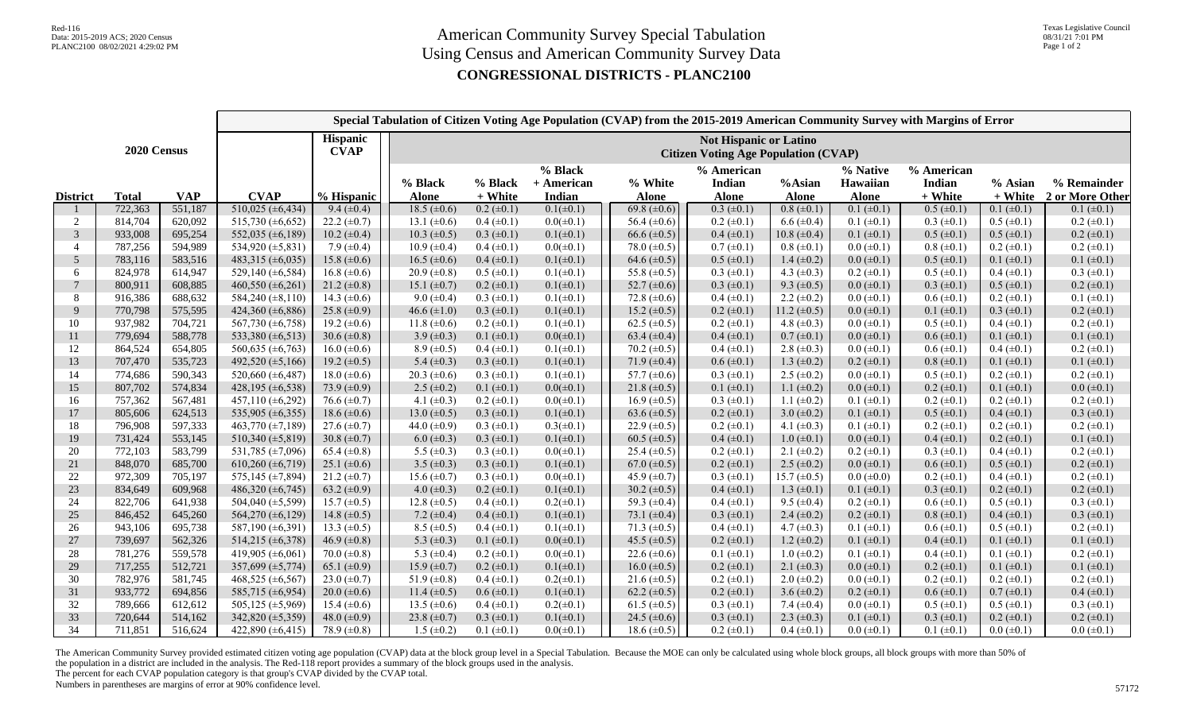# American Community Survey Special Tabulation
# Using Census and American Community Survey Data
## CONGRESSIONAL DISTRICTS - PLANC2100

Red-116
Data: 2015-2019 ACS; 2020 Census
PLANC2100 08/02/2021 4:29:02 PM

Texas Legislative Council
08/31/21 7:01 PM

| 2020 Census | | | Special Tabulation of Citizen Voting Age Population (CVAP) from the 2015-2019 American Community Survey with Margins of Error | | | | | | | | | | | | | |
|---|---|---|---|---|---|---|---|---|---|---|---|---|---|---|---|---|
| | | | | Hispanic CVAP | Not Hispanic or Latino Citizen Voting Age Population (CVAP) | | | | | | | | | | | |
| **District** | **Total** | **VAP** | **CVAP** | **% Hispanic** | **% Black Alone** | **% Black + White** | **% Black + American Indian** | **% White Alone** | **% American Indian Alone** | **%Asian Alone** | **% Native Hawaiian Alone** | **% American Indian + White** | **% Asian + White** | **% Remainder 2 or More Other** |
| 1 | 722,363 | 551,187 | 510,025 (±6,434) | 9.4 (±0.4) | 18.5 (±0.6) | 0.2 (±0.1) | 0.1(±0.1) | 69.8 (±0.6) | 0.3 (±0.1) | 0.8 (±0.1) | 0.1 (±0.1) | 0.5 (±0.1) | 0.1 (±0.1) | 0.1 (±0.1) |
| 2 | 814,704 | 620,092 | 515,730 (±6,652) | 22.2 (±0.7) | 13.1 (±0.6) | 0.4 (±0.1) | 0.0(±0.1) | 56.4 (±0.6) | 0.2 (±0.1) | 6.6 (±0.4) | 0.1 (±0.1) | 0.3 (±0.1) | 0.5 (±0.1) | 0.2 (±0.1) |
| 3 | 933,008 | 695,254 | 552,035 (±6,189) | 10.2 (±0.4) | 10.3 (±0.5) | 0.3 (±0.1) | 0.1(±0.1) | 66.6 (±0.5) | 0.4 (±0.1) | 10.8 (±0.4) | 0.1 (±0.1) | 0.5 (±0.1) | 0.5 (±0.1) | 0.2 (±0.1) |
| 4 | 787,256 | 594,989 | 534,920 (±5,831) | 7.9 (±0.4) | 10.9 (±0.4) | 0.4 (±0.1) | 0.0(±0.1) | 78.0 (±0.5) | 0.7 (±0.1) | 0.8 (±0.1) | 0.0 (±0.1) | 0.8 (±0.1) | 0.2 (±0.1) | 0.2 (±0.1) |
| 5 | 783,116 | 583,516 | 483,315 (±6,035) | 15.8 (±0.6) | 16.5 (±0.6) | 0.4 (±0.1) | 0.1(±0.1) | 64.6 (±0.5) | 0.5 (±0.1) | 1.4 (±0.2) | 0.0 (±0.1) | 0.5 (±0.1) | 0.1 (±0.1) | 0.1 (±0.1) |
| 6 | 824,978 | 614,947 | 529,140 (±6,584) | 16.8 (±0.6) | 20.9 (±0.8) | 0.5 (±0.1) | 0.1(±0.1) | 55.8 (±0.5) | 0.3 (±0.1) | 4.3 (±0.3) | 0.2 (±0.1) | 0.5 (±0.1) | 0.4 (±0.1) | 0.3 (±0.1) |
| 7 | 800,911 | 608,885 | 460,550 (±6,261) | 21.2 (±0.8) | 15.1 (±0.7) | 0.2 (±0.1) | 0.1(±0.1) | 52.7 (±0.6) | 0.3 (±0.1) | 9.3 (±0.5) | 0.0 (±0.1) | 0.3 (±0.1) | 0.5 (±0.1) | 0.2 (±0.1) |
| 8 | 916,386 | 688,632 | 584,240 (±8,110) | 14.3 (±0.6) | 9.0 (±0.4) | 0.3 (±0.1) | 0.1(±0.1) | 72.8 (±0.6) | 0.4 (±0.1) | 2.2 (±0.2) | 0.0 (±0.1) | 0.6 (±0.1) | 0.2 (±0.1) | 0.1 (±0.1) |
| 9 | 770,798 | 575,595 | 424,360 (±6,886) | 25.8 (±0.9) | 46.6 (±1.0) | 0.3 (±0.1) | 0.1(±0.1) | 15.2 (±0.5) | 0.2 (±0.1) | 11.2 (±0.5) | 0.0 (±0.1) | 0.1 (±0.1) | 0.3 (±0.1) | 0.2 (±0.1) |
| 10 | 937,982 | 704,721 | 567,730 (±6,758) | 19.2 (±0.6) | 11.8 (±0.6) | 0.2 (±0.1) | 0.1(±0.1) | 62.5 (±0.5) | 0.2 (±0.1) | 4.8 (±0.3) | 0.0 (±0.1) | 0.5 (±0.1) | 0.4 (±0.1) | 0.2 (±0.1) |
| 11 | 779,694 | 588,778 | 533,380 (±6,513) | 30.6 (±0.8) | 3.9 (±0.3) | 0.1 (±0.1) | 0.0(±0.1) | 63.4 (±0.4) | 0.4 (±0.1) | 0.7 (±0.1) | 0.0 (±0.1) | 0.6 (±0.1) | 0.1 (±0.1) | 0.1 (±0.1) |
| 12 | 864,524 | 654,805 | 560,635 (±6,763) | 16.0 (±0.6) | 8.9 (±0.5) | 0.4 (±0.1) | 0.1(±0.1) | 70.2 (±0.5) | 0.4 (±0.1) | 2.8 (±0.3) | 0.0 (±0.1) | 0.6 (±0.1) | 0.4 (±0.1) | 0.2 (±0.1) |
| 13 | 707,470 | 535,723 | 492,520 (±5,166) | 19.2 (±0.5) | 5.4 (±0.3) | 0.3 (±0.1) | 0.1(±0.1) | 71.9 (±0.4) | 0.6 (±0.1) | 1.3 (±0.2) | 0.2 (±0.1) | 0.8 (±0.1) | 0.1 (±0.1) | 0.1 (±0.1) |
| 14 | 774,686 | 590,343 | 520,660 (±6,487) | 18.0 (±0.6) | 20.3 (±0.6) | 0.3 (±0.1) | 0.1(±0.1) | 57.7 (±0.6) | 0.3 (±0.1) | 2.5 (±0.2) | 0.0 (±0.1) | 0.5 (±0.1) | 0.2 (±0.1) | 0.2 (±0.1) |
| 15 | 807,702 | 574,834 | 428,195 (±6,538) | 73.9 (±0.9) | 2.5 (±0.2) | 0.1 (±0.1) | 0.0(±0.1) | 21.8 (±0.5) | 0.1 (±0.1) | 1.1 (±0.2) | 0.0 (±0.1) | 0.2 (±0.1) | 0.1 (±0.1) | 0.0 (±0.1) |
| 16 | 757,362 | 567,481 | 457,110 (±6,292) | 76.6 (±0.7) | 4.1 (±0.3) | 0.2 (±0.1) | 0.0(±0.1) | 16.9 (±0.5) | 0.3 (±0.1) | 1.1 (±0.2) | 0.1 (±0.1) | 0.2 (±0.1) | 0.2 (±0.1) | 0.2 (±0.1) |
| 17 | 805,606 | 624,513 | 535,905 (±6,355) | 18.6 (±0.6) | 13.0 (±0.5) | 0.3 (±0.1) | 0.1(±0.1) | 63.6 (±0.5) | 0.2 (±0.1) | 3.0 (±0.2) | 0.1 (±0.1) | 0.5 (±0.1) | 0.4 (±0.1) | 0.3 (±0.1) |
| 18 | 796,908 | 597,333 | 463,770 (±7,189) | 27.6 (±0.7) | 44.0 (±0.9) | 0.3 (±0.1) | 0.3(±0.1) | 22.9 (±0.5) | 0.2 (±0.1) | 4.1 (±0.3) | 0.1 (±0.1) | 0.2 (±0.1) | 0.2 (±0.1) | 0.2 (±0.1) |
| 19 | 731,424 | 553,145 | 510,340 (±5,819) | 30.8 (±0.7) | 6.0 (±0.3) | 0.3 (±0.1) | 0.1(±0.1) | 60.5 (±0.5) | 0.4 (±0.1) | 1.0 (±0.1) | 0.0 (±0.1) | 0.4 (±0.1) | 0.2 (±0.1) | 0.1 (±0.1) |
| 20 | 772,103 | 583,799 | 531,785 (±7,096) | 65.4 (±0.8) | 5.5 (±0.3) | 0.3 (±0.1) | 0.0(±0.1) | 25.4 (±0.5) | 0.2 (±0.1) | 2.1 (±0.2) | 0.2 (±0.1) | 0.3 (±0.1) | 0.4 (±0.1) | 0.2 (±0.1) |
| 21 | 848,070 | 685,700 | 610,260 (±6,719) | 25.1 (±0.6) | 3.5 (±0.3) | 0.3 (±0.1) | 0.1(±0.1) | 67.0 (±0.5) | 0.2 (±0.1) | 2.5 (±0.2) | 0.0 (±0.1) | 0.6 (±0.1) | 0.5 (±0.1) | 0.2 (±0.1) |
| 22 | 972,309 | 705,197 | 575,145 (±7,894) | 21.2 (±0.7) | 15.6 (±0.7) | 0.3 (±0.1) | 0.0(±0.1) | 45.9 (±0.7) | 0.3 (±0.1) | 15.7 (±0.5) | 0.0 (±0.0) | 0.2 (±0.1) | 0.4 (±0.1) | 0.2 (±0.1) |
| 23 | 834,649 | 609,968 | 486,320 (±6,745) | 63.2 (±0.9) | 4.0 (±0.3) | 0.2 (±0.1) | 0.1(±0.1) | 30.2 (±0.5) | 0.4 (±0.1) | 1.3 (±0.1) | 0.1 (±0.1) | 0.3 (±0.1) | 0.2 (±0.1) | 0.2 (±0.1) |
| 24 | 822,706 | 641,938 | 504,040 (±5,599) | 15.7 (±0.5) | 12.8 (±0.5) | 0.4 (±0.1) | 0.2(±0.1) | 59.3 (±0.4) | 0.4 (±0.1) | 9.5 (±0.4) | 0.2 (±0.1) | 0.6 (±0.1) | 0.5 (±0.1) | 0.3 (±0.1) |
| 25 | 846,452 | 645,260 | 564,270 (±6,129) | 14.8 (±0.5) | 7.2 (±0.4) | 0.4 (±0.1) | 0.1(±0.1) | 73.1 (±0.4) | 0.3 (±0.1) | 2.4 (±0.2) | 0.2 (±0.1) | 0.8 (±0.1) | 0.4 (±0.1) | 0.3 (±0.1) |
| 26 | 943,106 | 695,738 | 587,190 (±6,391) | 13.3 (±0.5) | 8.5 (±0.5) | 0.4 (±0.1) | 0.1(±0.1) | 71.3 (±0.5) | 0.4 (±0.1) | 4.7 (±0.3) | 0.1 (±0.1) | 0.6 (±0.1) | 0.5 (±0.1) | 0.2 (±0.1) |
| 27 | 739,697 | 562,326 | 514,215 (±6,378) | 46.9 (±0.8) | 5.3 (±0.3) | 0.1 (±0.1) | 0.0(±0.1) | 45.5 (±0.5) | 0.2 (±0.1) | 1.2 (±0.2) | 0.1 (±0.1) | 0.4 (±0.1) | 0.1 (±0.1) | 0.1 (±0.1) |
| 28 | 781,276 | 559,578 | 419,905 (±6,061) | 70.0 (±0.8) | 5.3 (±0.4) | 0.2 (±0.1) | 0.0(±0.1) | 22.6 (±0.6) | 0.1 (±0.1) | 1.0 (±0.2) | 0.1 (±0.1) | 0.4 (±0.1) | 0.1 (±0.1) | 0.2 (±0.1) |
| 29 | 717,255 | 512,721 | 357,699 (±5,774) | 65.1 (±0.9) | 15.9 (±0.7) | 0.2 (±0.1) | 0.1(±0.1) | 16.0 (±0.5) | 0.2 (±0.1) | 2.1 (±0.3) | 0.0 (±0.1) | 0.2 (±0.1) | 0.1 (±0.1) | 0.1 (±0.1) |
| 30 | 782,976 | 581,745 | 468,525 (±6,567) | 23.0 (±0.7) | 51.9 (±0.8) | 0.4 (±0.1) | 0.2(±0.1) | 21.6 (±0.5) | 0.2 (±0.1) | 2.0 (±0.2) | 0.0 (±0.1) | 0.2 (±0.1) | 0.2 (±0.1) | 0.2 (±0.1) |
| 31 | 933,772 | 694,856 | 585,715 (±6,954) | 20.0 (±0.6) | 11.4 (±0.5) | 0.6 (±0.1) | 0.1(±0.1) | 62.2 (±0.5) | 0.2 (±0.1) | 3.6 (±0.2) | 0.2 (±0.1) | 0.6 (±0.1) | 0.7 (±0.1) | 0.4 (±0.1) |
| 32 | 789,666 | 612,612 | 505,125 (±5,969) | 15.4 (±0.6) | 13.5 (±0.6) | 0.4 (±0.1) | 0.2(±0.1) | 61.5 (±0.5) | 0.3 (±0.1) | 7.4 (±0.4) | 0.0 (±0.1) | 0.5 (±0.1) | 0.5 (±0.1) | 0.3 (±0.1) |
| 33 | 720,644 | 514,162 | 342,820 (±5,359) | 48.0 (±0.9) | 23.8 (±0.7) | 0.3 (±0.1) | 0.1(±0.1) | 24.5 (±0.6) | 0.3 (±0.1) | 2.3 (±0.3) | 0.1 (±0.1) | 0.3 (±0.1) | 0.2 (±0.1) | 0.2 (±0.1) |
| 34 | 711,851 | 516,624 | 422,890 (±6,415) | 78.9 (±0.8) | 1.5 (±0.2) | 0.1 (±0.1) | 0.0(±0.1) | 18.6 (±0.5) | 0.2 (±0.1) | 0.4 (±0.1) | 0.0 (±0.1) | 0.1 (±0.1) | 0.0 (±0.1) | 0.0 (±0.1) |

The American Community Survey provided estimated citizen voting age population (CVAP) data at the block group level in a Special Tabulation. Because the MOE can only be calculated using whole block groups, all block groups with more than 50% of the population in a district are included in the analysis. The Red-118 report provides a summary of the block groups used in the analysis.
The percent for each CVAP population category is that group's CVAP divided by the CVAP total.
Numbers in parentheses are margins of error at 90% confidence level.

57172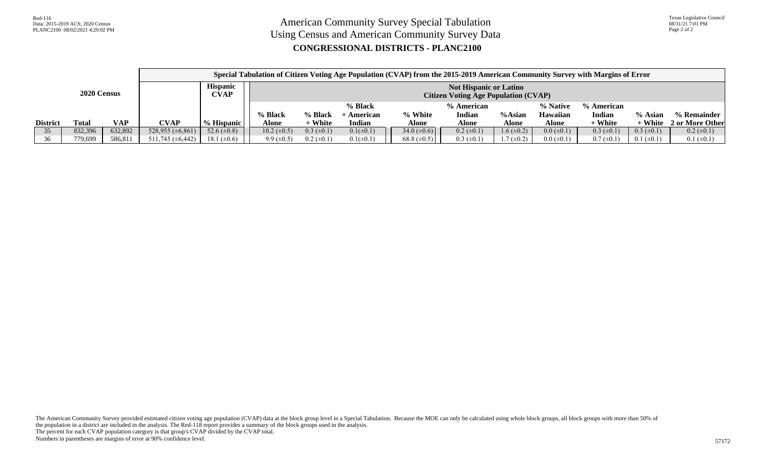# American Community Survey Special Tabulation
# Using Census and American Community Survey Data
## CONGRESSIONAL DISTRICTS - PLANC2100

| 2020 Census | | | Special Tabulation of Citizen Voting Age Population (CVAP) from the 2015-2019 American Community Survey with Margins of Error | | | | | | | | | | | | |
|---|---|---|---|---|---|---|---|---|---|---|---|---|---|---|---|
| | | | | Hispanic CVAP | Not Hispanic or Latino Citizen Voting Age Population (CVAP) | | | | | | | | | | |
| District | Total | VAP | CVAP | % Hispanic | % Black Alone | % Black + White | % Black + American Indian | % White Alone | % American Indian Alone | %Asian Alone | % Native Hawaiian Alone | % American Indian + White | % Asian + White | % Remainder 2 or More Other |
| 35 | 832,396 | 632,892 | 528,955 (±6,861) | 52.6 (±0.8) | 10.2 (±0.5) | 0.3 (±0.1) | 0.1(±0.1) | 34.0 (±0.6) | 0.2 (±0.1) | 1.6 (±0.2) | 0.0 (±0.1) | 0.3 (±0.1) | 0.3 (±0.1) | 0.2 (±0.1) |
| 36 | 779,699 | 586,811 | 511,745 (±6,442) | 18.1 (±0.6) | 9.9 (±0.5) | 0.2 (±0.1) | 0.1(±0.1) | 68.8 (±0.5) | 0.3 (±0.1) | 1.7 (±0.2) | 0.0 (±0.1) | 0.7 (±0.1) | 0.1 (±0.1) | 0.1 (±0.1) |

The American Community Survey provided estimated citizen voting age population (CVAP) data at the block group level in a Special Tabulation. Because the MOE can only be calculated using whole block groups, all block groups with more than 50% of the population in a district are included in the analysis. The Red-118 report provides a summary of the block groups used in the analysis.
The percent for each CVAP population category is that group's CVAP divided by the CVAP total.
Numbers in parentheses are margins of error at 90% confidence level.